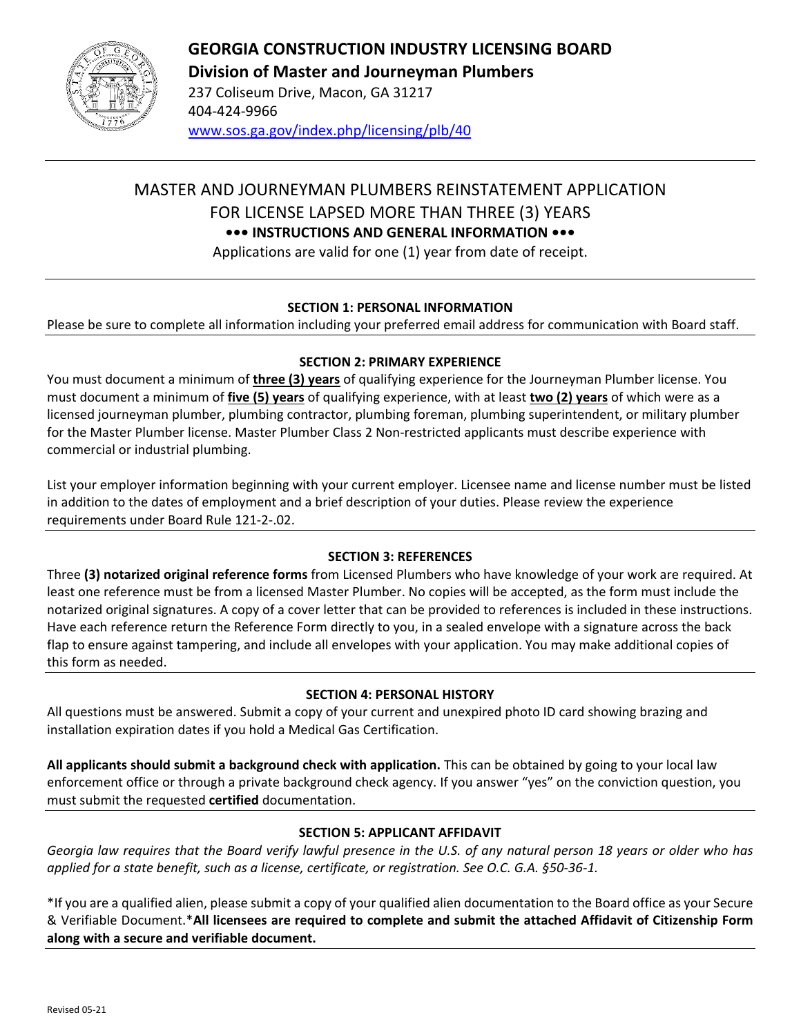# GEORGIA CONSTRUCTION INDUSTRY LICENSING BOARD

**Division of Master and Journeyman Plumbers**

237 Coliseum Drive, Macon, GA 31217
404-424-9966
www.sos.ga.gov/index.php/licensing/plb/40

## MASTER AND JOURNEYMAN PLUMBERS REINSTATEMENT APPLICATION FOR LICENSE LAPSED MORE THAN THREE (3) YEARS

### ••• INSTRUCTIONS AND GENERAL INFORMATION •••

Applications are valid for one (1) year from date of receipt.

### SECTION 1: PERSONAL INFORMATION

Please be sure to complete all information including your preferred email address for communication with Board staff.

### SECTION 2: PRIMARY EXPERIENCE

You must document a minimum of **three (3) years** of qualifying experience for the Journeyman Plumber license. You must document a minimum of **five (5) years** of qualifying experience, with at least **two (2) years** of which were as a licensed journeyman plumber, plumbing contractor, plumbing foreman, plumbing superintendent, or military plumber for the Master Plumber license. Master Plumber Class 2 Non-restricted applicants must describe experience with commercial or industrial plumbing.

List your employer information beginning with your current employer. Licensee name and license number must be listed in addition to the dates of employment and a brief description of your duties. Please review the experience requirements under Board Rule 121-2-.02.

### SECTION 3: REFERENCES

Three **(3) notarized original reference forms** from Licensed Plumbers who have knowledge of your work are required. At least one reference must be from a licensed Master Plumber. No copies will be accepted, as the form must include the notarized original signatures. A copy of a cover letter that can be provided to references is included in these instructions. Have each reference return the Reference Form directly to you, in a sealed envelope with a signature across the back flap to ensure against tampering, and include all envelopes with your application. You may make additional copies of this form as needed.

### SECTION 4: PERSONAL HISTORY

All questions must be answered. Submit a copy of your current and unexpired photo ID card showing brazing and installation expiration dates if you hold a Medical Gas Certification.

**All applicants should submit a background check with application.** This can be obtained by going to your local law enforcement office or through a private background check agency. If you answer "yes" on the conviction question, you must submit the requested **certified** documentation.

### SECTION 5: APPLICANT AFFIDAVIT

*Georgia law requires that the Board verify lawful presence in the U.S. of any natural person 18 years or older who has applied for a state benefit, such as a license, certificate, or registration. See O.C. G.A. §50-36-1.*

*If you are a qualified alien, please submit a copy of your qualified alien documentation to the Board office as your Secure & Verifiable Document.* **All licensees are required to complete and submit the attached Affidavit of Citizenship Form along with a secure and verifiable document.**

Revised 05-21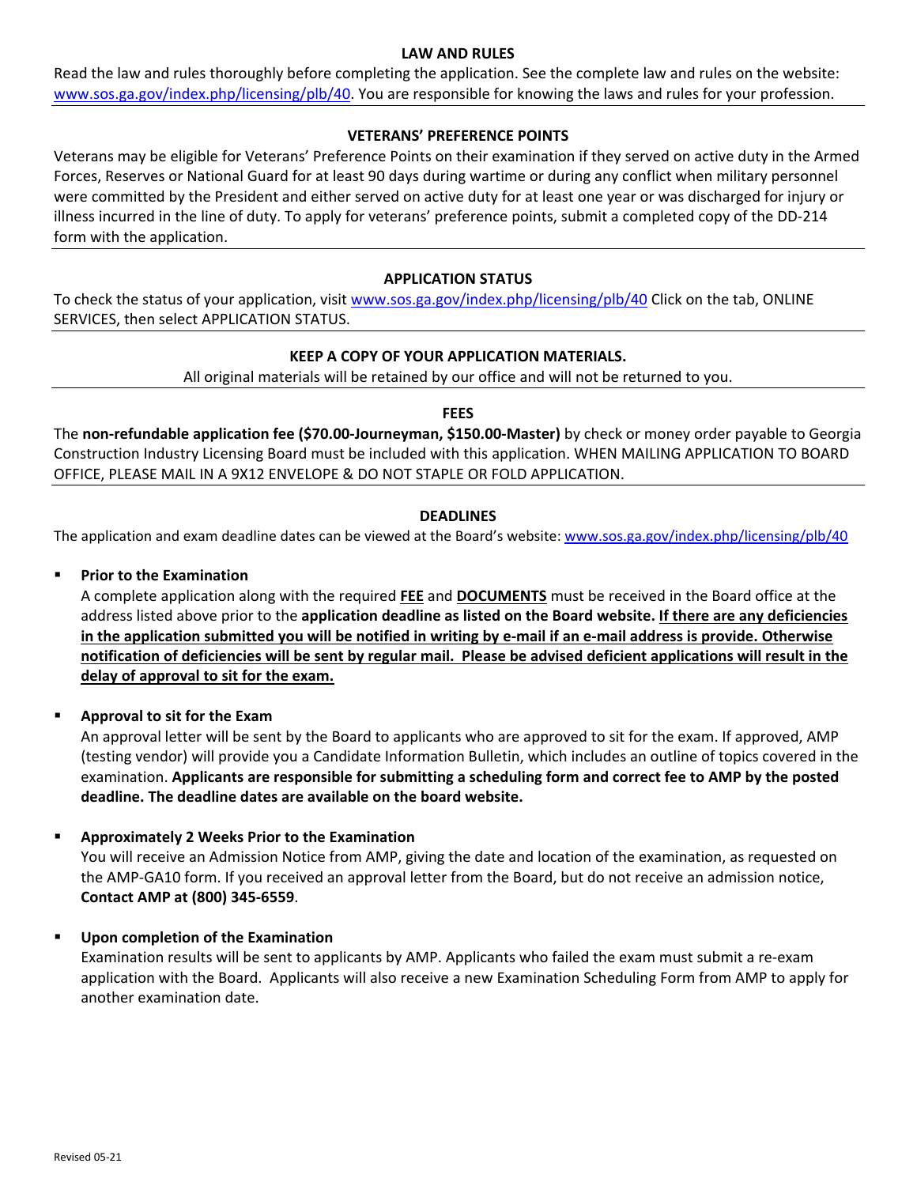## LAW AND RULES

Read the law and rules thoroughly before completing the application. See the complete law and rules on the website: www.sos.ga.gov/index.php/licensing/plb/40. You are responsible for knowing the laws and rules for your profession.

## VETERANS' PREFERENCE POINTS

Veterans may be eligible for Veterans' Preference Points on their examination if they served on active duty in the Armed Forces, Reserves or National Guard for at least 90 days during wartime or during any conflict when military personnel were committed by the President and either served on active duty for at least one year or was discharged for injury or illness incurred in the line of duty. To apply for veterans' preference points, submit a completed copy of the DD-214 form with the application.

## APPLICATION STATUS

To check the status of your application, visit www.sos.ga.gov/index.php/licensing/plb/40 Click on the tab, ONLINE SERVICES, then select APPLICATION STATUS.

## KEEP A COPY OF YOUR APPLICATION MATERIALS.

All original materials will be retained by our office and will not be returned to you.

## FEES

The **non-refundable application fee ($70.00-Journeyman, $150.00-Master)** by check or money order payable to Georgia Construction Industry Licensing Board must be included with this application. WHEN MAILING APPLICATION TO BOARD OFFICE, PLEASE MAIL IN A 9X12 ENVELOPE & DO NOT STAPLE OR FOLD APPLICATION.

## DEADLINES

The application and exam deadline dates can be viewed at the Board's website: www.sos.ga.gov/index.php/licensing/plb/40

- **Prior to the Examination**

  A complete application along with the required **FEE** and **DOCUMENTS** must be received in the Board office at the address listed above prior to the **application deadline as listed on the Board website. If there are any deficiencies in the application submitted you will be notified in writing by e-mail if an e-mail address is provide. Otherwise notification of deficiencies will be sent by regular mail. Please be advised deficient applications will result in the delay of approval to sit for the exam.**

- **Approval to sit for the Exam**

  An approval letter will be sent by the Board to applicants who are approved to sit for the exam. If approved, AMP (testing vendor) will provide you a Candidate Information Bulletin, which includes an outline of topics covered in the examination. **Applicants are responsible for submitting a scheduling form and correct fee to AMP by the posted deadline. The deadline dates are available on the board website.**

- **Approximately 2 Weeks Prior to the Examination**

  You will receive an Admission Notice from AMP, giving the date and location of the examination, as requested on the AMP-GA10 form. If you received an approval letter from the Board, but do not receive an admission notice, **Contact AMP at (800) 345-6559**.

- **Upon completion of the Examination**

  Examination results will be sent to applicants by AMP. Applicants who failed the exam must submit a re-exam application with the Board. Applicants will also receive a new Examination Scheduling Form from AMP to apply for another examination date.

Revised 05-21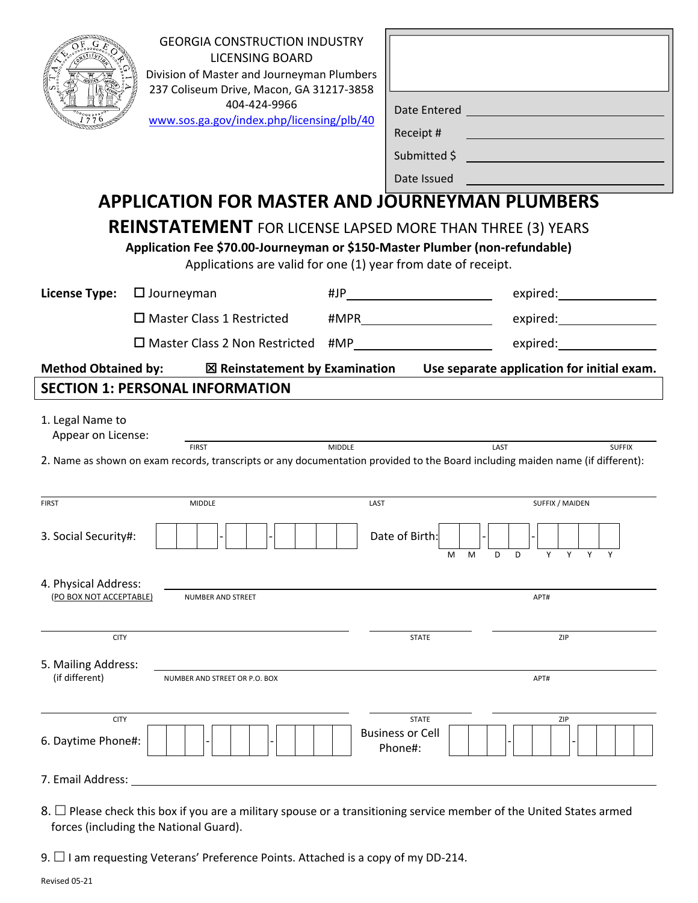GEORGIA CONSTRUCTION INDUSTRY LICENSING BOARD
Division of Master and Journeyman Plumbers
237 Coliseum Drive, Macon, GA 31217-3858
404-424-9966
www.sos.ga.gov/index.php/licensing/plb/40

Date Entered ______________________

Receipt # ______________________

Submitted $ ______________________

Date Issued ______________________

# APPLICATION FOR MASTER AND JOURNEYMAN PLUMBERS

## REINSTATEMENT FOR LICENSE LAPSED MORE THAN THREE (3) YEARS

**Application Fee $70.00-Journeyman or $150-Master Plumber (non-refundable)**

Applications are valid for one (1) year from date of receipt.

**License Type:**

☐ Journeyman #JP______________ expired:__________

☐ Master Class 1 Restricted #MPR______________ expired:__________

☐ Master Class 2 Non Restricted #MP______________ expired:__________

**Method Obtained by:** ☒ **Reinstatement by Examination** **Use separate application for initial exam.**

## SECTION 1: PERSONAL INFORMATION

1. Legal Name to Appear on License: ______________________________

FIRST MIDDLE LAST SUFFIX

2. Name as shown on exam records, transcripts or any documentation provided to the Board including maiden name (if different):

______________________________

FIRST MIDDLE LAST SUFFIX / MAIDEN

3. Social Security#: ___-__-____ Date of Birth: MM-DD-YYYY

4. Physical Address: (PO BOX NOT ACCEPTABLE) ______________________________

NUMBER AND STREET APT#

______________________________

CITY STATE ZIP

5. Mailing Address: (if different) ______________________________

NUMBER AND STREET OR P.O. BOX APT#

______________________________

CITY STATE ZIP

6. Daytime Phone#: ___-___-____ Business or Cell Phone#: ___-___-____

7. Email Address: ______________________________

8. ☐ Please check this box if you are a military spouse or a transitioning service member of the United States armed forces (including the National Guard).

9. ☐ I am requesting Veterans' Preference Points. Attached is a copy of my DD-214.

Revised 05-21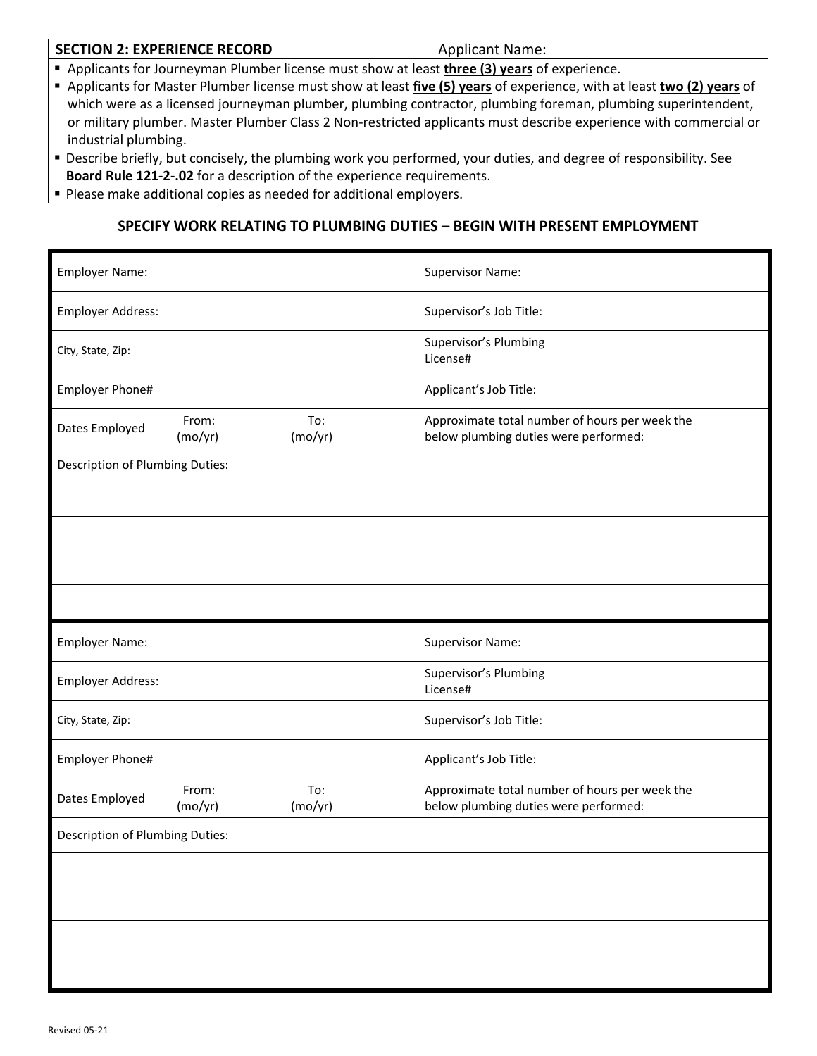| **SECTION 2: EXPERIENCE RECORD** | Applicant Name: |
|---|---|

- Applicants for Journeyman Plumber license must show at least **three (3) years** of experience.
- Applicants for Master Plumber license must show at least **five (5) years** of experience, with at least **two (2) years** of which were as a licensed journeyman plumber, plumbing contractor, plumbing foreman, plumbing superintendent, or military plumber. Master Plumber Class 2 Non-restricted applicants must describe experience with commercial or industrial plumbing.
- Describe briefly, but concisely, the plumbing work you performed, your duties, and degree of responsibility. See **Board Rule 121-2-.02** for a description of the experience requirements.
- Please make additional copies as needed for additional employers.

## SPECIFY WORK RELATING TO PLUMBING DUTIES – BEGIN WITH PRESENT EMPLOYMENT

| | |
|---|---|
| Employer Name: | Supervisor Name: |
| Employer Address: | Supervisor's Job Title: |
| City, State, Zip: | Supervisor's Plumbing License# |
| Employer Phone# | Applicant's Job Title: |
| Dates Employed From: (mo/yr) To: (mo/yr) | Approximate total number of hours per week the below plumbing duties were performed: |
| Description of Plumbing Duties: | |
| | |
| | |
| | |
| | |

| | |
|---|---|
| Employer Name: | Supervisor Name: |
| Employer Address: | Supervisor's Plumbing License# |
| City, State, Zip: | Supervisor's Job Title: |
| Employer Phone# | Applicant's Job Title: |
| Dates Employed From: (mo/yr) To: (mo/yr) | Approximate total number of hours per week the below plumbing duties were performed: |
| Description of Plumbing Duties: | |
| | |
| | |
| | |
| | |

Revised 05-21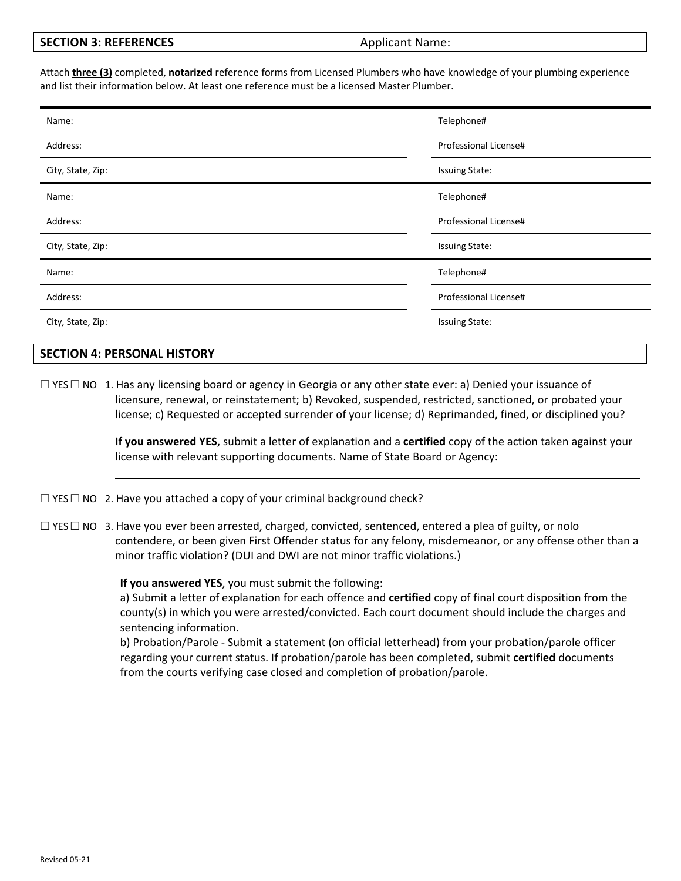## SECTION 3: REFERENCES

Applicant Name:

Attach **three (3)** completed, **notarized** reference forms from Licensed Plumbers who have knowledge of your plumbing experience and list their information below. At least one reference must be a licensed Master Plumber.

| | |
|---|---|
| Name: | Telephone# |
| Address: | Professional License# |
| City, State, Zip: | Issuing State: |
| Name: | Telephone# |
| Address: | Professional License# |
| City, State, Zip: | Issuing State: |
| Name: | Telephone# |
| Address: | Professional License# |
| City, State, Zip: | Issuing State: |

## SECTION 4: PERSONAL HISTORY

☐ YES ☐ NO 1. Has any licensing board or agency in Georgia or any other state ever: a) Denied your issuance of licensure, renewal, or reinstatement; b) Revoked, suspended, restricted, sanctioned, or probated your license; c) Requested or accepted surrender of your license; d) Reprimanded, fined, or disciplined you?

**If you answered YES**, submit a letter of explanation and a **certified** copy of the action taken against your license with relevant supporting documents. Name of State Board or Agency:

______________________________________________

☐ YES ☐ NO 2. Have you attached a copy of your criminal background check?

☐ YES ☐ NO 3. Have you ever been arrested, charged, convicted, sentenced, entered a plea of guilty, or nolo contendere, or been given First Offender status for any felony, misdemeanor, or any offense other than a minor traffic violation? (DUI and DWI are not minor traffic violations.)

**If you answered YES**, you must submit the following:

a) Submit a letter of explanation for each offence and **certified** copy of final court disposition from the county(s) in which you were arrested/convicted. Each court document should include the charges and sentencing information.

b) Probation/Parole - Submit a statement (on official letterhead) from your probation/parole officer regarding your current status. If probation/parole has been completed, submit **certified** documents from the courts verifying case closed and completion of probation/parole.

Revised 05-21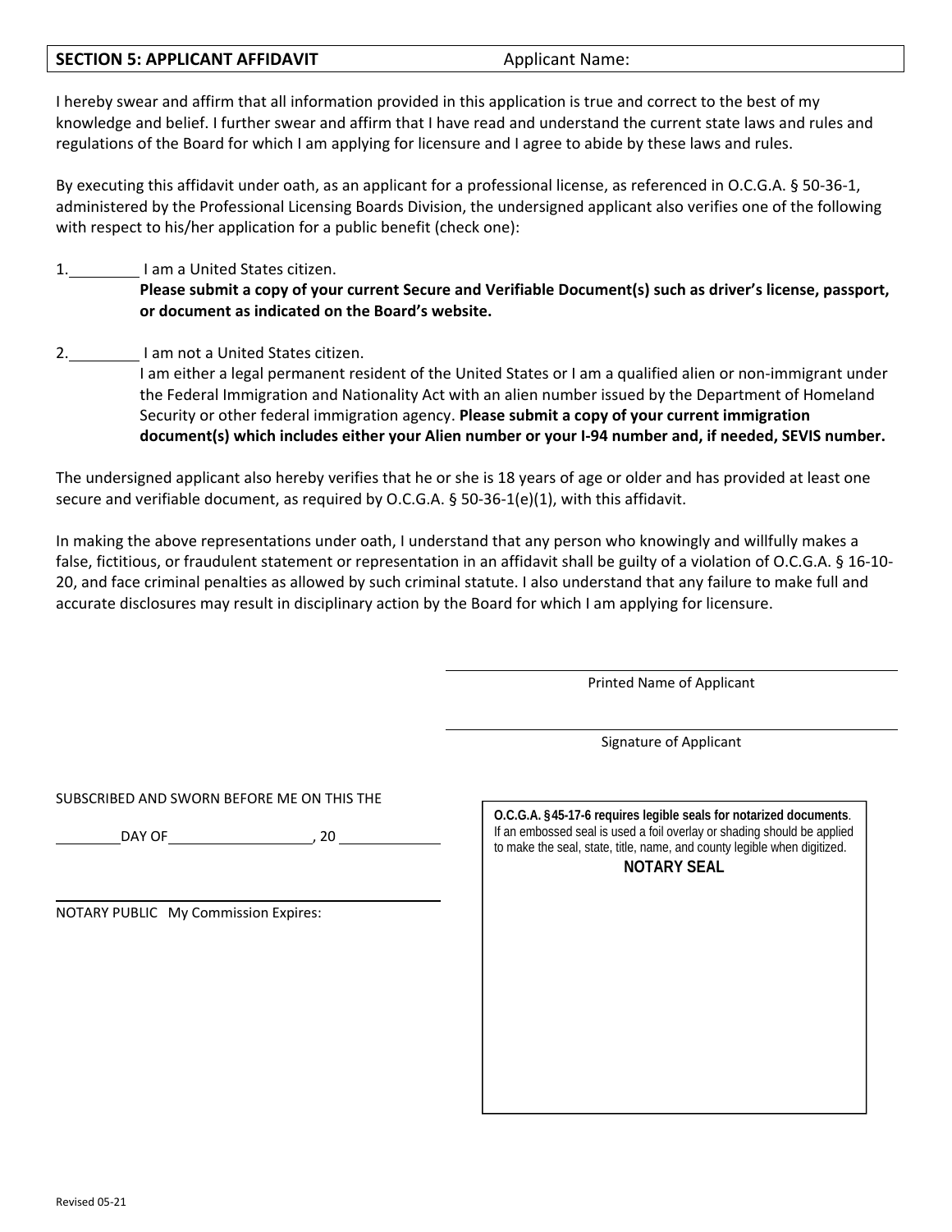**SECTION 5: APPLICANT AFFIDAVIT** Applicant Name:

I hereby swear and affirm that all information provided in this application is true and correct to the best of my knowledge and belief. I further swear and affirm that I have read and understand the current state laws and rules and regulations of the Board for which I am applying for licensure and I agree to abide by these laws and rules.

By executing this affidavit under oath, as an applicant for a professional license, as referenced in O.C.G.A. § 50-36-1, administered by the Professional Licensing Boards Division, the undersigned applicant also verifies one of the following with respect to his/her application for a public benefit (check one):

1.\_\_\_\_\_\_\_\_ I am a United States citizen.
**Please submit a copy of your current Secure and Verifiable Document(s) such as driver's license, passport, or document as indicated on the Board's website.**

2.\_\_\_\_\_\_\_\_ I am not a United States citizen.
I am either a legal permanent resident of the United States or I am a qualified alien or non-immigrant under the Federal Immigration and Nationality Act with an alien number issued by the Department of Homeland Security or other federal immigration agency. **Please submit a copy of your current immigration document(s) which includes either your Alien number or your I-94 number and, if needed, SEVIS number.**

The undersigned applicant also hereby verifies that he or she is 18 years of age or older and has provided at least one secure and verifiable document, as required by O.C.G.A. § 50-36-1(e)(1), with this affidavit.

In making the above representations under oath, I understand that any person who knowingly and willfully makes a false, fictitious, or fraudulent statement or representation in an affidavit shall be guilty of a violation of O.C.G.A. § 16-10-20, and face criminal penalties as allowed by such criminal statute. I also understand that any failure to make full and accurate disclosures may result in disciplinary action by the Board for which I am applying for licensure.

\_\_\_\_\_\_\_\_\_\_\_\_\_\_\_\_\_\_\_\_\_\_\_\_\_\_\_\_\_\_\_\_
Printed Name of Applicant

\_\_\_\_\_\_\_\_\_\_\_\_\_\_\_\_\_\_\_\_\_\_\_\_\_\_\_\_\_\_\_\_
Signature of Applicant

SUBSCRIBED AND SWORN BEFORE ME ON THIS THE

\_\_\_\_\_\_\_\_DAY OF\_\_\_\_\_\_\_\_\_\_\_\_\_\_\_\_\_\_, 20 \_\_\_\_\_\_\_\_\_\_\_\_

\_\_\_\_\_\_\_\_\_\_\_\_\_\_\_\_\_\_\_\_\_\_\_\_\_\_\_\_\_\_\_\_
NOTARY PUBLIC My Commission Expires:

**O.C.G.A. §45-17-6 requires legible seals for notarized documents**. If an embossed seal is used a foil overlay or shading should be applied to make the seal, state, title, name, and county legible when digitized.

**NOTARY SEAL**

Revised 05-21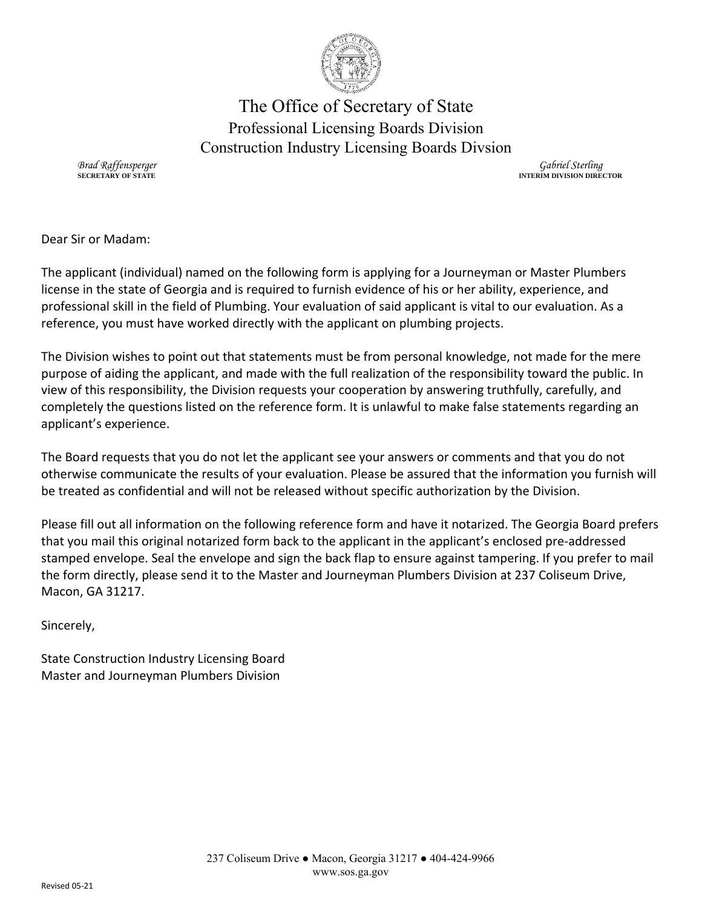# The Office of Secretary of State

## Professional Licensing Boards Division

## Construction Industry Licensing Boards Divsion

*Brad Raffensperger*
**SECRETARY OF STATE**

*Gabriel Sterling*
**INTERIM DIVISION DIRECTOR**

Dear Sir or Madam:

The applicant (individual) named on the following form is applying for a Journeyman or Master Plumbers license in the state of Georgia and is required to furnish evidence of his or her ability, experience, and professional skill in the field of Plumbing. Your evaluation of said applicant is vital to our evaluation. As a reference, you must have worked directly with the applicant on plumbing projects.

The Division wishes to point out that statements must be from personal knowledge, not made for the mere purpose of aiding the applicant, and made with the full realization of the responsibility toward the public. In view of this responsibility, the Division requests your cooperation by answering truthfully, carefully, and completely the questions listed on the reference form. It is unlawful to make false statements regarding an applicant's experience.

The Board requests that you do not let the applicant see your answers or comments and that you do not otherwise communicate the results of your evaluation. Please be assured that the information you furnish will be treated as confidential and will not be released without specific authorization by the Division.

Please fill out all information on the following reference form and have it notarized. The Georgia Board prefers that you mail this original notarized form back to the applicant in the applicant's enclosed pre-addressed stamped envelope. Seal the envelope and sign the back flap to ensure against tampering. If you prefer to mail the form directly, please send it to the Master and Journeyman Plumbers Division at 237 Coliseum Drive, Macon, GA 31217.

Sincerely,

State Construction Industry Licensing Board
Master and Journeyman Plumbers Division

237 Coliseum Drive ● Macon, Georgia 31217 ● 404-424-9966
www.sos.ga.gov

Revised 05-21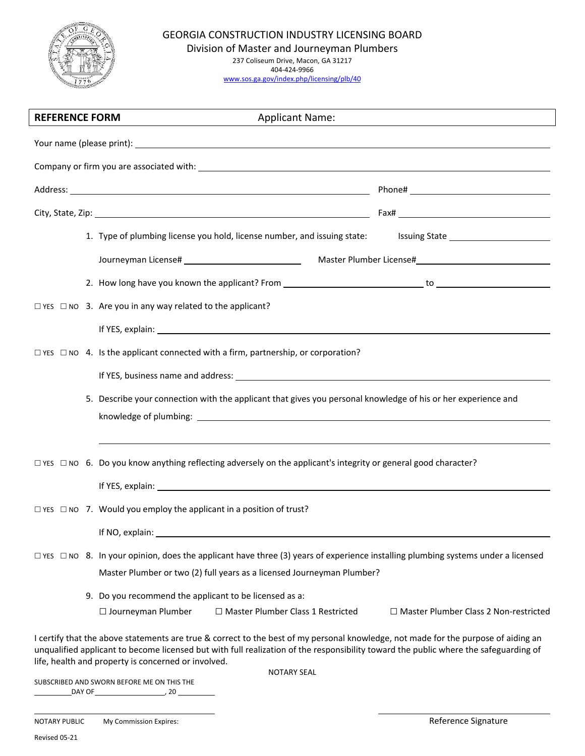GEORGIA CONSTRUCTION INDUSTRY LICENSING BOARD

Division of Master and Journeyman Plumbers

237 Coliseum Drive, Macon, GA 31217

404-424-9966

www.sos.ga.gov/index.php/licensing/plb/40

**REFERENCE FORM** Applicant Name:

Your name (please print): ______________________________

Company or firm you are associated with: ______________________________

Address: ______________________________ Phone# ______________

City, State, Zip: ______________________________ Fax# ______________

1. Type of plumbing license you hold, license number, and issuing state: Issuing State ______________

   Journeyman License# ______________ Master Plumber License# ______________

2. How long have you known the applicant? From ______________ to ______________

☐ YES ☐ NO 3. Are you in any way related to the applicant?

   If YES, explain: ______________________________

☐ YES ☐ NO 4. Is the applicant connected with a firm, partnership, or corporation?

   If YES, business name and address: ______________________________

5. Describe your connection with the applicant that gives you personal knowledge of his or her experience and knowledge of plumbing: ______________________________

☐ YES ☐ NO 6. Do you know anything reflecting adversely on the applicant's integrity or general good character?

   If YES, explain: ______________________________

☐ YES ☐ NO 7. Would you employ the applicant in a position of trust?

   If NO, explain: ______________________________

☐ YES ☐ NO 8. In your opinion, does the applicant have three (3) years of experience installing plumbing systems under a licensed Master Plumber or two (2) full years as a licensed Journeyman Plumber?

9. Do you recommend the applicant to be licensed as a:

   ☐ Journeyman Plumber ☐ Master Plumber Class 1 Restricted ☐ Master Plumber Class 2 Non-restricted

I certify that the above statements are true & correct to the best of my personal knowledge, not made for the purpose of aiding an unqualified applicant to become licensed but with full realization of the responsibility toward the public where the safeguarding of life, health and property is concerned or involved.

NOTARY SEAL

SUBSCRIBED AND SWORN BEFORE ME ON THIS THE ________ DAY OF ______________, 20 ________

______________________________

NOTARY PUBLIC My Commission Expires:

______________________________

Reference Signature

Revised 05-21